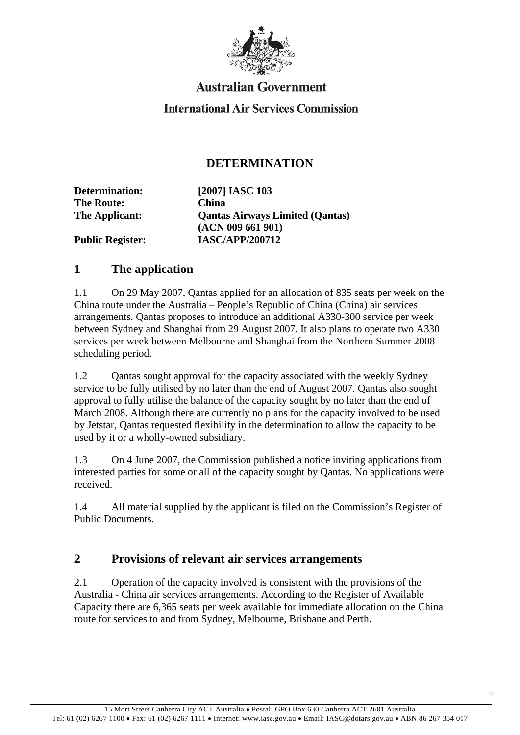Australian Government

International Air Services Commission

# DETERMINATION

| | |
|---|---|
| **Determination:** | **[2007] IASC 103** |
| **The Route:** | **China** |
| **The Applicant:** | **Qantas Airways Limited (Qantas) (ACN 009 661 901)** |
| **Public Register:** | **IASC/APP/200712** |

## 1 The application

1.1 On 29 May 2007, Qantas applied for an allocation of 835 seats per week on the China route under the Australia – People's Republic of China (China) air services arrangements. Qantas proposes to introduce an additional A330-300 service per week between Sydney and Shanghai from 29 August 2007. It also plans to operate two A330 services per week between Melbourne and Shanghai from the Northern Summer 2008 scheduling period.

1.2 Qantas sought approval for the capacity associated with the weekly Sydney service to be fully utilised by no later than the end of August 2007. Qantas also sought approval to fully utilise the balance of the capacity sought by no later than the end of March 2008. Although there are currently no plans for the capacity involved to be used by Jetstar, Qantas requested flexibility in the determination to allow the capacity to be used by it or a wholly-owned subsidiary.

1.3 On 4 June 2007, the Commission published a notice inviting applications from interested parties for some or all of the capacity sought by Qantas. No applications were received.

1.4 All material supplied by the applicant is filed on the Commission's Register of Public Documents.

## 2 Provisions of relevant air services arrangements

2.1 Operation of the capacity involved is consistent with the provisions of the Australia - China air services arrangements. According to the Register of Available Capacity there are 6,365 seats per week available for immediate allocation on the China route for services to and from Sydney, Melbourne, Brisbane and Perth.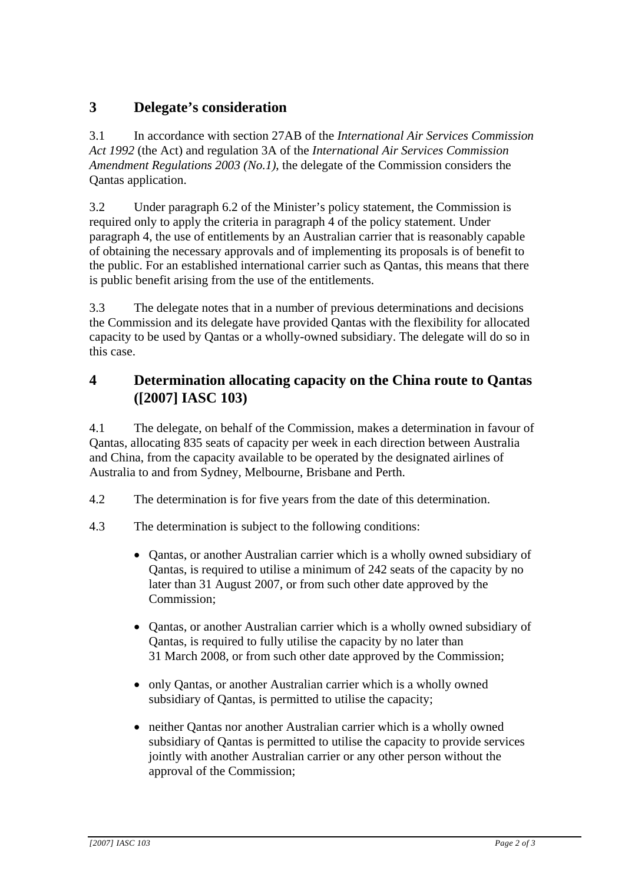## 3 Delegate's consideration

3.1 In accordance with section 27AB of the *International Air Services Commission Act 1992* (the Act) and regulation 3A of the *International Air Services Commission Amendment Regulations 2003 (No.1)*, the delegate of the Commission considers the Qantas application.

3.2 Under paragraph 6.2 of the Minister's policy statement, the Commission is required only to apply the criteria in paragraph 4 of the policy statement. Under paragraph 4, the use of entitlements by an Australian carrier that is reasonably capable of obtaining the necessary approvals and of implementing its proposals is of benefit to the public. For an established international carrier such as Qantas, this means that there is public benefit arising from the use of the entitlements.

3.3 The delegate notes that in a number of previous determinations and decisions the Commission and its delegate have provided Qantas with the flexibility for allocated capacity to be used by Qantas or a wholly-owned subsidiary. The delegate will do so in this case.

## 4 Determination allocating capacity on the China route to Qantas ([2007] IASC 103)

4.1 The delegate, on behalf of the Commission, makes a determination in favour of Qantas, allocating 835 seats of capacity per week in each direction between Australia and China, from the capacity available to be operated by the designated airlines of Australia to and from Sydney, Melbourne, Brisbane and Perth.

4.2 The determination is for five years from the date of this determination.

4.3 The determination is subject to the following conditions:

- Qantas, or another Australian carrier which is a wholly owned subsidiary of Qantas, is required to utilise a minimum of 242 seats of the capacity by no later than 31 August 2007, or from such other date approved by the Commission;
- Qantas, or another Australian carrier which is a wholly owned subsidiary of Qantas, is required to fully utilise the capacity by no later than 31 March 2008, or from such other date approved by the Commission;
- only Qantas, or another Australian carrier which is a wholly owned subsidiary of Qantas, is permitted to utilise the capacity;
- neither Qantas nor another Australian carrier which is a wholly owned subsidiary of Qantas is permitted to utilise the capacity to provide services jointly with another Australian carrier or any other person without the approval of the Commission;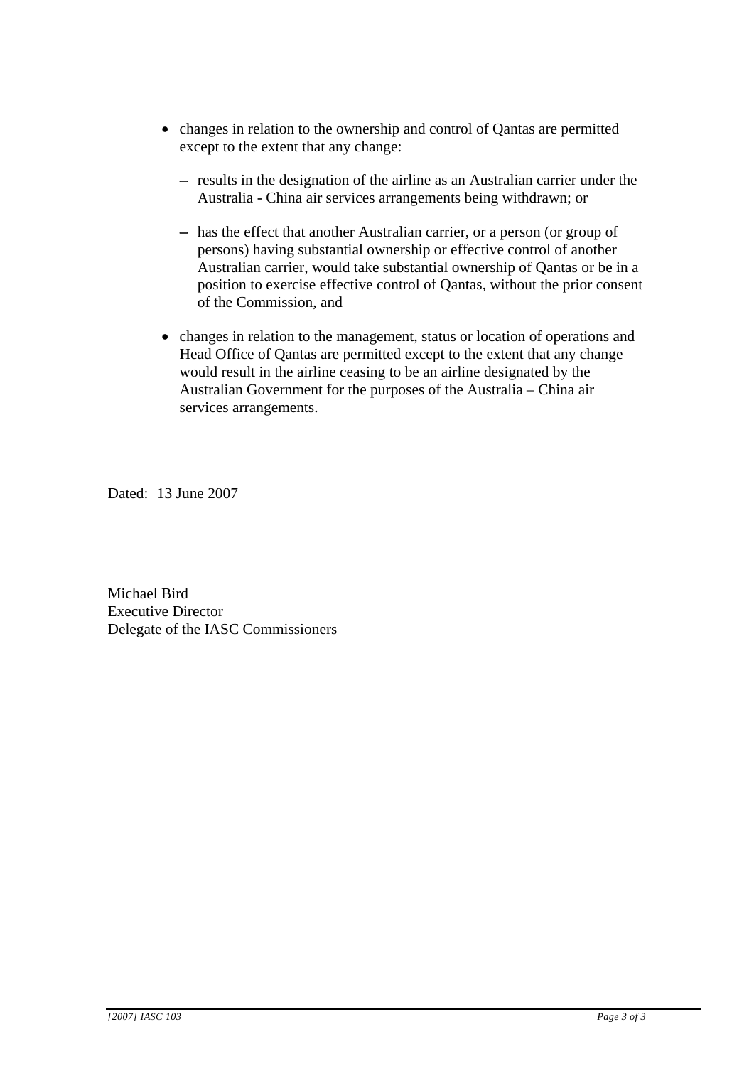- changes in relation to the ownership and control of Qantas are permitted except to the extent that any change:

  - results in the designation of the airline as an Australian carrier under the Australia - China air services arrangements being withdrawn; or

  - has the effect that another Australian carrier, or a person (or group of persons) having substantial ownership or effective control of another Australian carrier, would take substantial ownership of Qantas or be in a position to exercise effective control of Qantas, without the prior consent of the Commission, and

- changes in relation to the management, status or location of operations and Head Office of Qantas are permitted except to the extent that any change would result in the airline ceasing to be an airline designated by the Australian Government for the purposes of the Australia – China air services arrangements.

Dated: 13 June 2007

Michael Bird
Executive Director
Delegate of the IASC Commissioners